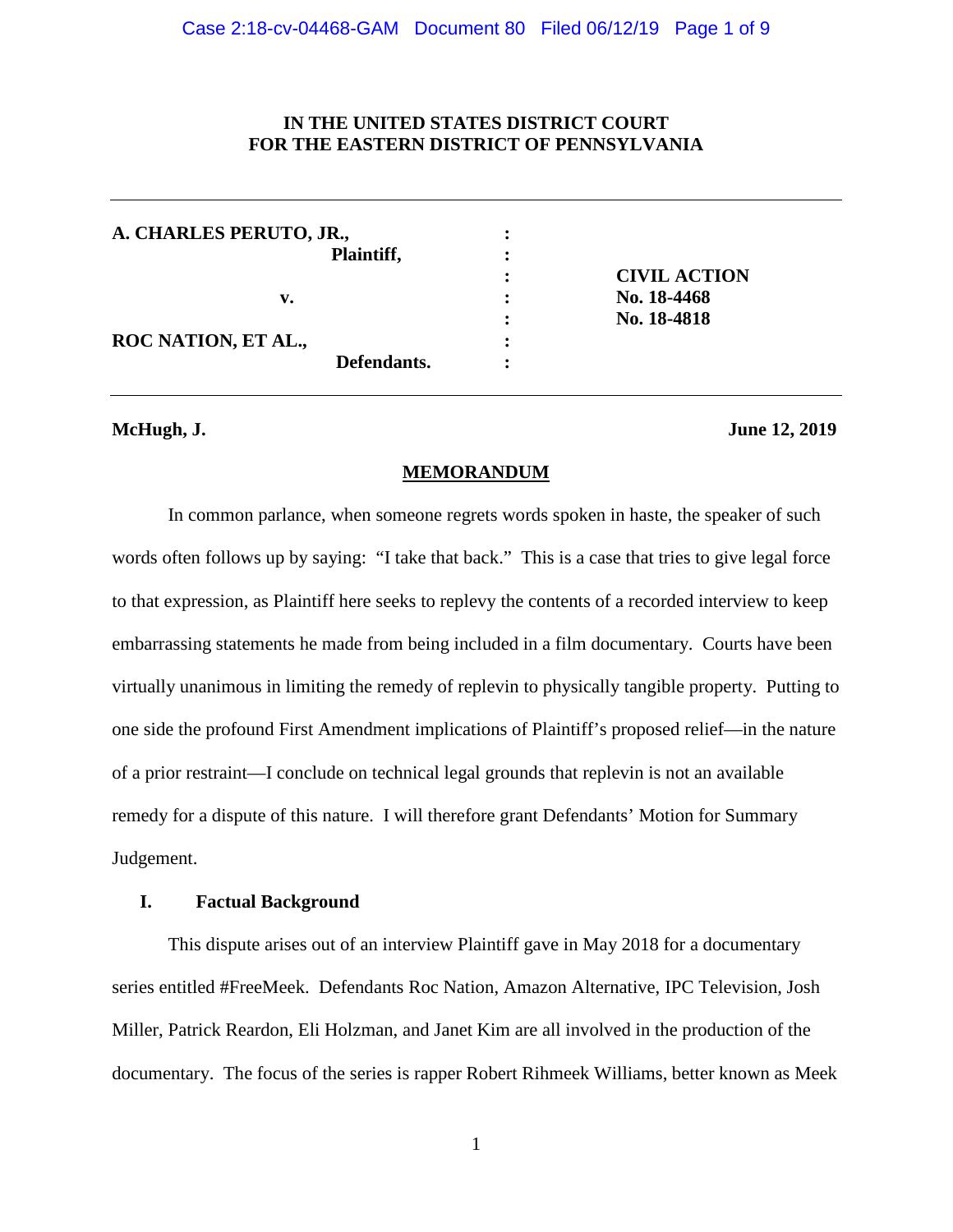**IN THE UNITED STATES DISTRICT COURT**
**FOR THE EASTERN DISTRICT OF PENNSYLVANIA**

| | | |
|---|---|---|
| **A. CHARLES PERUTO, JR.,** | : | |
| **Plaintiff,** | : | |
| | : | **CIVIL ACTION** |
| **v.** | : | **No. 18-4468** |
| | : | **No. 18-4818** |
| **ROC NATION, ET AL.,** | : | |
| **Defendants.** | : | |

**McHugh, J.** **June 12, 2019**

## MEMORANDUM

In common parlance, when someone regrets words spoken in haste, the speaker of such words often follows up by saying: "I take that back." This is a case that tries to give legal force to that expression, as Plaintiff here seeks to replevy the contents of a recorded interview to keep embarrassing statements he made from being included in a film documentary. Courts have been virtually unanimous in limiting the remedy of replevin to physically tangible property. Putting to one side the profound First Amendment implications of Plaintiff's proposed relief—in the nature of a prior restraint—I conclude on technical legal grounds that replevin is not an available remedy for a dispute of this nature. I will therefore grant Defendants' Motion for Summary Judgement.

### I. Factual Background

This dispute arises out of an interview Plaintiff gave in May 2018 for a documentary series entitled #FreeMeek. Defendants Roc Nation, Amazon Alternative, IPC Television, Josh Miller, Patrick Reardon, Eli Holzman, and Janet Kim are all involved in the production of the documentary. The focus of the series is rapper Robert Rihmeek Williams, better known as Meek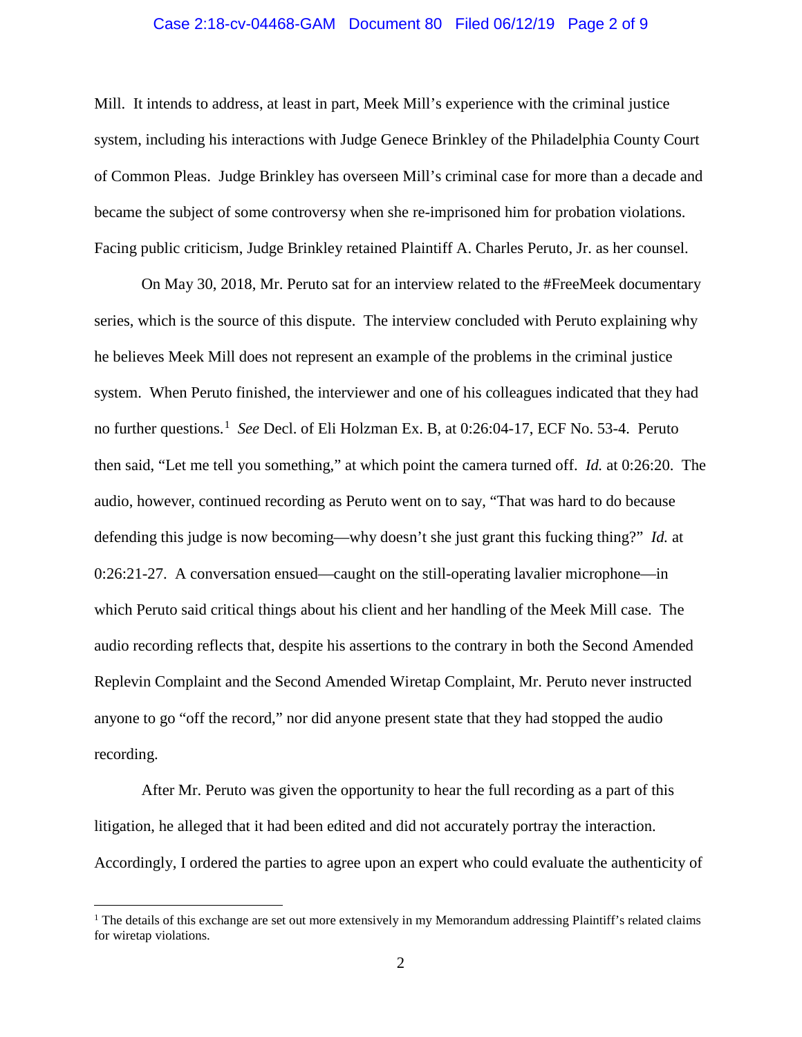Mill. It intends to address, at least in part, Meek Mill's experience with the criminal justice system, including his interactions with Judge Genece Brinkley of the Philadelphia County Court of Common Pleas. Judge Brinkley has overseen Mill's criminal case for more than a decade and became the subject of some controversy when she re-imprisoned him for probation violations. Facing public criticism, Judge Brinkley retained Plaintiff A. Charles Peruto, Jr. as her counsel.

On May 30, 2018, Mr. Peruto sat for an interview related to the #FreeMeek documentary series, which is the source of this dispute. The interview concluded with Peruto explaining why he believes Meek Mill does not represent an example of the problems in the criminal justice system. When Peruto finished, the interviewer and one of his colleagues indicated that they had no further questions.[1] *See* Decl. of Eli Holzman Ex. B, at 0:26:04-17, ECF No. 53-4. Peruto then said, "Let me tell you something," at which point the camera turned off. *Id.* at 0:26:20. The audio, however, continued recording as Peruto went on to say, "That was hard to do because defending this judge is now becoming—why doesn't she just grant this fucking thing?" *Id.* at 0:26:21-27. A conversation ensued—caught on the still-operating lavalier microphone—in which Peruto said critical things about his client and her handling of the Meek Mill case. The audio recording reflects that, despite his assertions to the contrary in both the Second Amended Replevin Complaint and the Second Amended Wiretap Complaint, Mr. Peruto never instructed anyone to go "off the record," nor did anyone present state that they had stopped the audio recording.

After Mr. Peruto was given the opportunity to hear the full recording as a part of this litigation, he alleged that it had been edited and did not accurately portray the interaction. Accordingly, I ordered the parties to agree upon an expert who could evaluate the authenticity of

---

[1] The details of this exchange are set out more extensively in my Memorandum addressing Plaintiff's related claims for wiretap violations.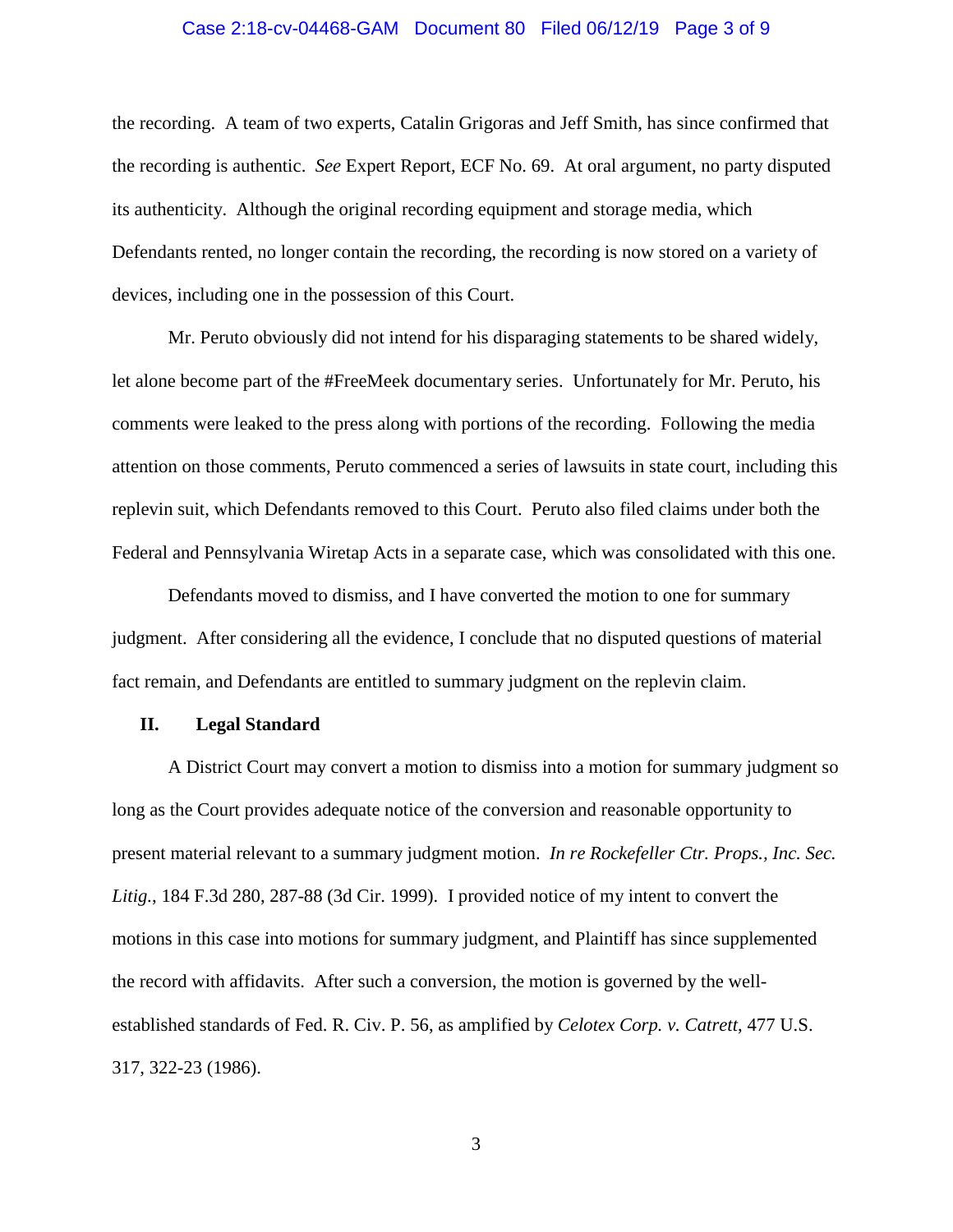the recording. A team of two experts, Catalin Grigoras and Jeff Smith, has since confirmed that the recording is authentic. *See* Expert Report, ECF No. 69. At oral argument, no party disputed its authenticity. Although the original recording equipment and storage media, which Defendants rented, no longer contain the recording, the recording is now stored on a variety of devices, including one in the possession of this Court.

Mr. Peruto obviously did not intend for his disparaging statements to be shared widely, let alone become part of the #FreeMeek documentary series. Unfortunately for Mr. Peruto, his comments were leaked to the press along with portions of the recording. Following the media attention on those comments, Peruto commenced a series of lawsuits in state court, including this replevin suit, which Defendants removed to this Court. Peruto also filed claims under both the Federal and Pennsylvania Wiretap Acts in a separate case, which was consolidated with this one.

Defendants moved to dismiss, and I have converted the motion to one for summary judgment. After considering all the evidence, I conclude that no disputed questions of material fact remain, and Defendants are entitled to summary judgment on the replevin claim.

## II. Legal Standard

A District Court may convert a motion to dismiss into a motion for summary judgment so long as the Court provides adequate notice of the conversion and reasonable opportunity to present material relevant to a summary judgment motion. *In re Rockefeller Ctr. Props., Inc. Sec. Litig.*, 184 F.3d 280, 287-88 (3d Cir. 1999). I provided notice of my intent to convert the motions in this case into motions for summary judgment, and Plaintiff has since supplemented the record with affidavits. After such a conversion, the motion is governed by the well-established standards of Fed. R. Civ. P. 56, as amplified by *Celotex Corp. v. Catrett*, 477 U.S. 317, 322-23 (1986).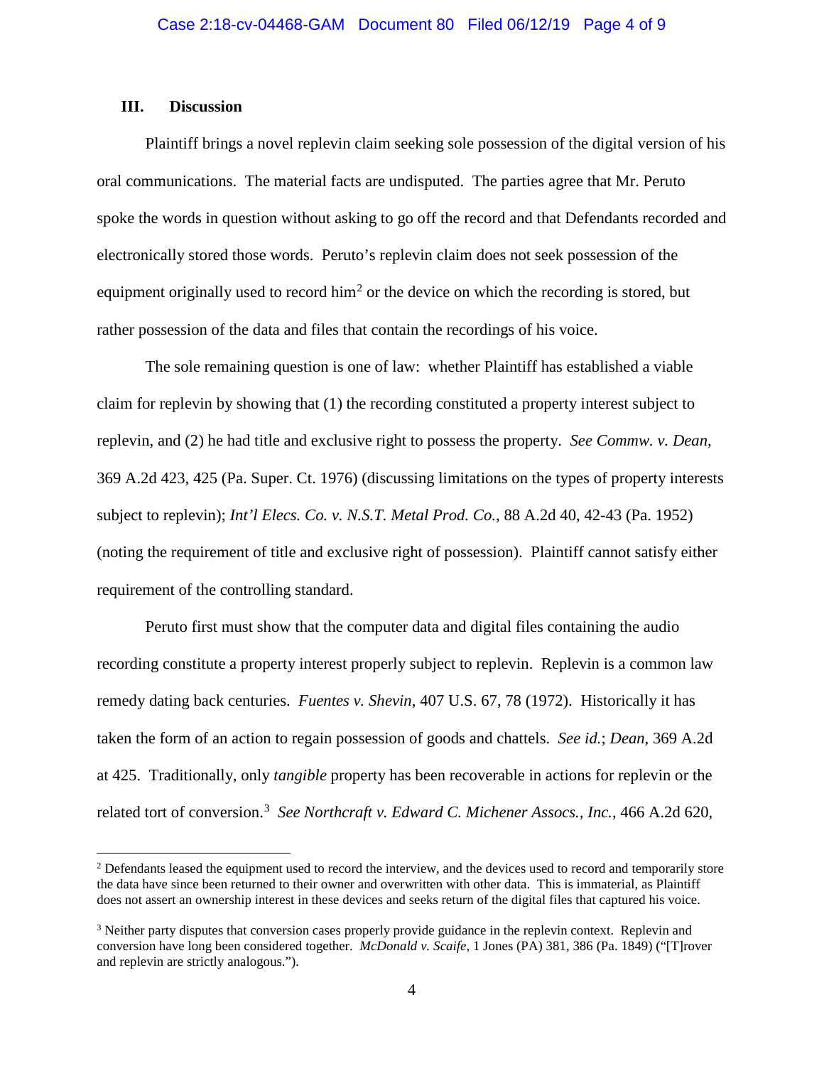### III. Discussion

Plaintiff brings a novel replevin claim seeking sole possession of the digital version of his oral communications. The material facts are undisputed. The parties agree that Mr. Peruto spoke the words in question without asking to go off the record and that Defendants recorded and electronically stored those words. Peruto's replevin claim does not seek possession of the equipment originally used to record him[2] or the device on which the recording is stored, but rather possession of the data and files that contain the recordings of his voice.

The sole remaining question is one of law: whether Plaintiff has established a viable claim for replevin by showing that (1) the recording constituted a property interest subject to replevin, and (2) he had title and exclusive right to possess the property. *See Commw. v. Dean*, 369 A.2d 423, 425 (Pa. Super. Ct. 1976) (discussing limitations on the types of property interests subject to replevin); *Int'l Elecs. Co. v. N.S.T. Metal Prod. Co.*, 88 A.2d 40, 42-43 (Pa. 1952) (noting the requirement of title and exclusive right of possession). Plaintiff cannot satisfy either requirement of the controlling standard.

Peruto first must show that the computer data and digital files containing the audio recording constitute a property interest properly subject to replevin. Replevin is a common law remedy dating back centuries. *Fuentes v. Shevin*, 407 U.S. 67, 78 (1972). Historically it has taken the form of an action to regain possession of goods and chattels. *See id.*; *Dean*, 369 A.2d at 425. Traditionally, only *tangible* property has been recoverable in actions for replevin or the related tort of conversion.[3] *See Northcraft v. Edward C. Michener Assocs., Inc.*, 466 A.2d 620,

---

[2] Defendants leased the equipment used to record the interview, and the devices used to record and temporarily store the data have since been returned to their owner and overwritten with other data. This is immaterial, as Plaintiff does not assert an ownership interest in these devices and seeks return of the digital files that captured his voice.

[3] Neither party disputes that conversion cases properly provide guidance in the replevin context. Replevin and conversion have long been considered together. *McDonald v. Scaife*, 1 Jones (PA) 381, 386 (Pa. 1849) ("[T]rover and replevin are strictly analogous.").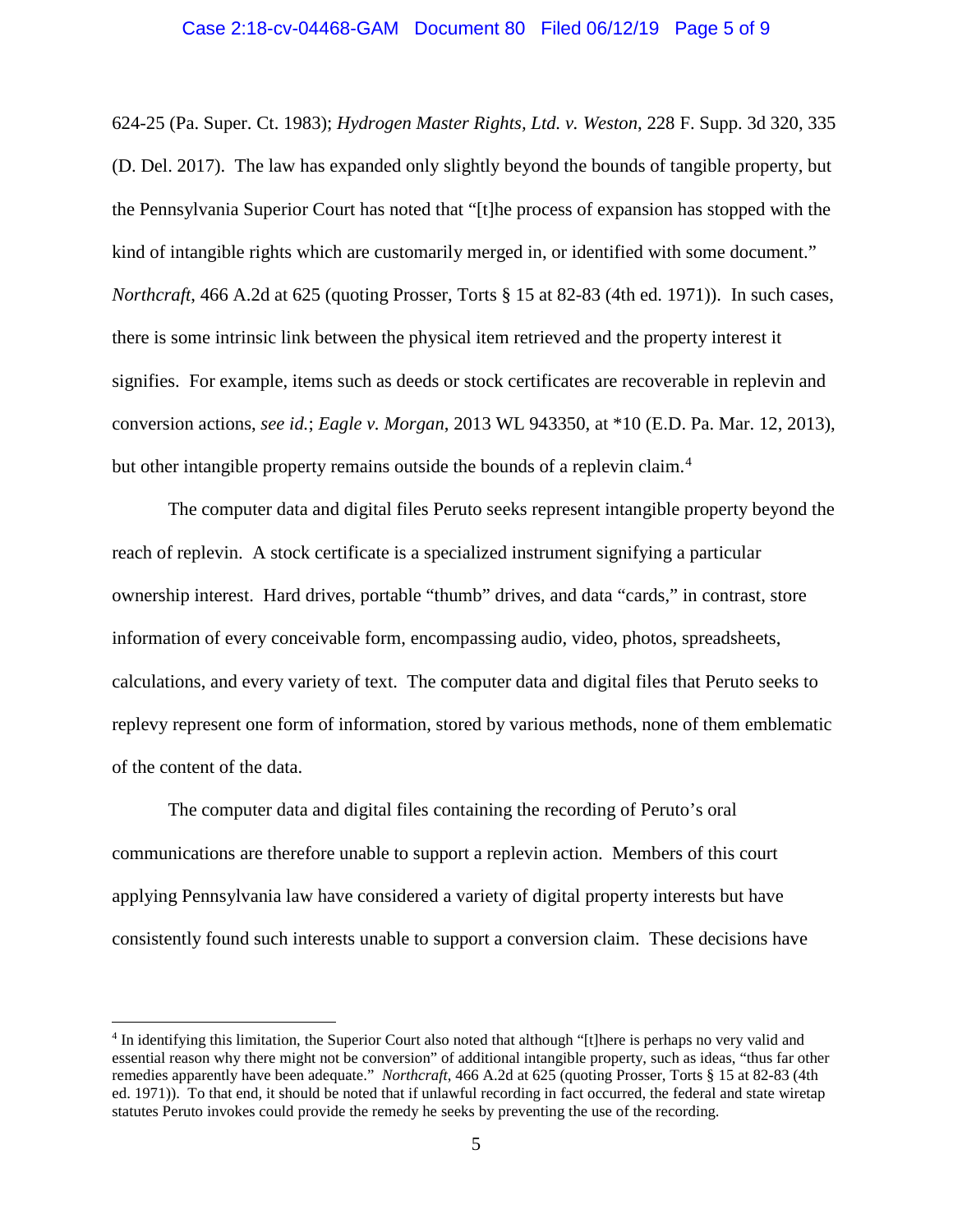624-25 (Pa. Super. Ct. 1983); *Hydrogen Master Rights, Ltd. v. Weston*, 228 F. Supp. 3d 320, 335 (D. Del. 2017). The law has expanded only slightly beyond the bounds of tangible property, but the Pennsylvania Superior Court has noted that "[t]he process of expansion has stopped with the kind of intangible rights which are customarily merged in, or identified with some document." *Northcraft*, 466 A.2d at 625 (quoting Prosser, Torts § 15 at 82-83 (4th ed. 1971)). In such cases, there is some intrinsic link between the physical item retrieved and the property interest it signifies. For example, items such as deeds or stock certificates are recoverable in replevin and conversion actions, *see id.*; *Eagle v. Morgan*, 2013 WL 943350, at *10 (E.D. Pa. Mar. 12, 2013), but other intangible property remains outside the bounds of a replevin claim.[4]

The computer data and digital files Peruto seeks represent intangible property beyond the reach of replevin. A stock certificate is a specialized instrument signifying a particular ownership interest. Hard drives, portable "thumb" drives, and data "cards," in contrast, store information of every conceivable form, encompassing audio, video, photos, spreadsheets, calculations, and every variety of text. The computer data and digital files that Peruto seeks to replevy represent one form of information, stored by various methods, none of them emblematic of the content of the data.

The computer data and digital files containing the recording of Peruto's oral communications are therefore unable to support a replevin action. Members of this court applying Pennsylvania law have considered a variety of digital property interests but have consistently found such interests unable to support a conversion claim. These decisions have

---

[4] In identifying this limitation, the Superior Court also noted that although "[t]here is perhaps no very valid and essential reason why there might not be conversion" of additional intangible property, such as ideas, "thus far other remedies apparently have been adequate." *Northcraft*, 466 A.2d at 625 (quoting Prosser, Torts § 15 at 82-83 (4th ed. 1971)). To that end, it should be noted that if unlawful recording in fact occurred, the federal and state wiretap statutes Peruto invokes could provide the remedy he seeks by preventing the use of the recording.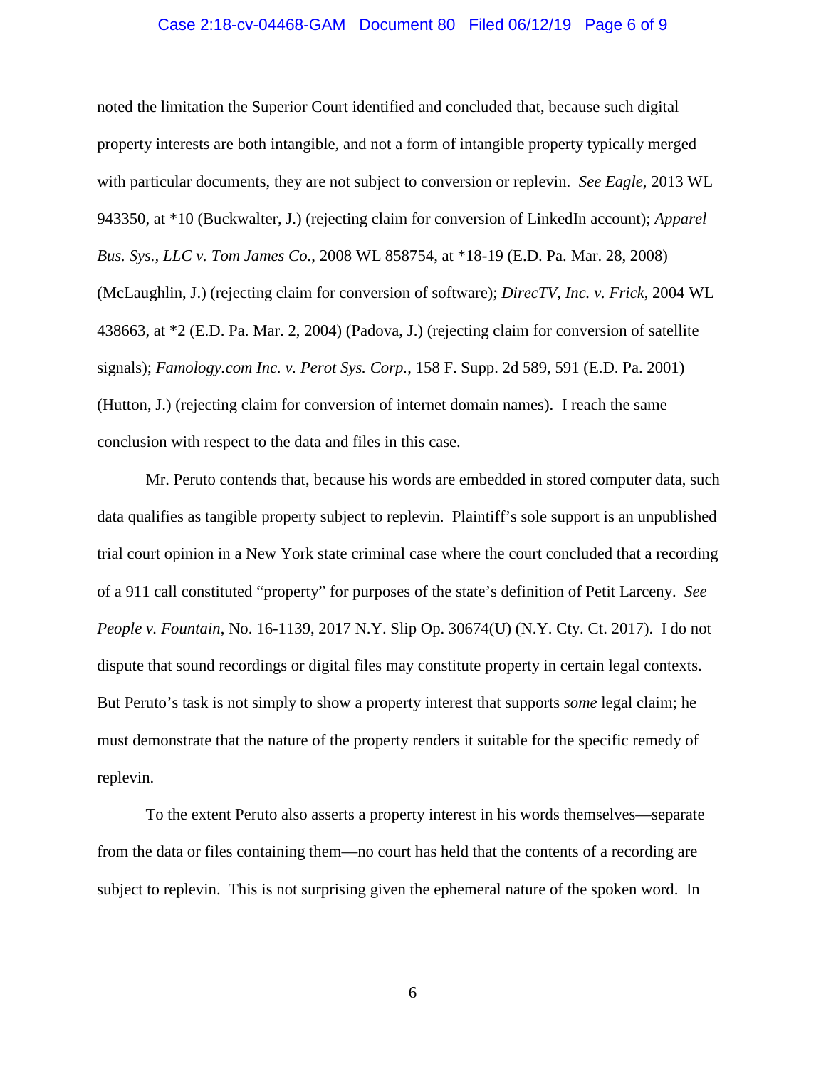noted the limitation the Superior Court identified and concluded that, because such digital property interests are both intangible, and not a form of intangible property typically merged with particular documents, they are not subject to conversion or replevin. *See Eagle*, 2013 WL 943350, at *10 (Buckwalter, J.) (rejecting claim for conversion of LinkedIn account); *Apparel Bus. Sys., LLC v. Tom James Co.*, 2008 WL 858754, at *18-19 (E.D. Pa. Mar. 28, 2008) (McLaughlin, J.) (rejecting claim for conversion of software); *DirecTV, Inc. v. Frick*, 2004 WL 438663, at *2 (E.D. Pa. Mar. 2, 2004) (Padova, J.) (rejecting claim for conversion of satellite signals); *Famology.com Inc. v. Perot Sys. Corp.*, 158 F. Supp. 2d 589, 591 (E.D. Pa. 2001) (Hutton, J.) (rejecting claim for conversion of internet domain names). I reach the same conclusion with respect to the data and files in this case.

Mr. Peruto contends that, because his words are embedded in stored computer data, such data qualifies as tangible property subject to replevin. Plaintiff's sole support is an unpublished trial court opinion in a New York state criminal case where the court concluded that a recording of a 911 call constituted "property" for purposes of the state's definition of Petit Larceny. *See People v. Fountain*, No. 16-1139, 2017 N.Y. Slip Op. 30674(U) (N.Y. Cty. Ct. 2017). I do not dispute that sound recordings or digital files may constitute property in certain legal contexts. But Peruto's task is not simply to show a property interest that supports *some* legal claim; he must demonstrate that the nature of the property renders it suitable for the specific remedy of replevin.

To the extent Peruto also asserts a property interest in his words themselves—separate from the data or files containing them—no court has held that the contents of a recording are subject to replevin. This is not surprising given the ephemeral nature of the spoken word. In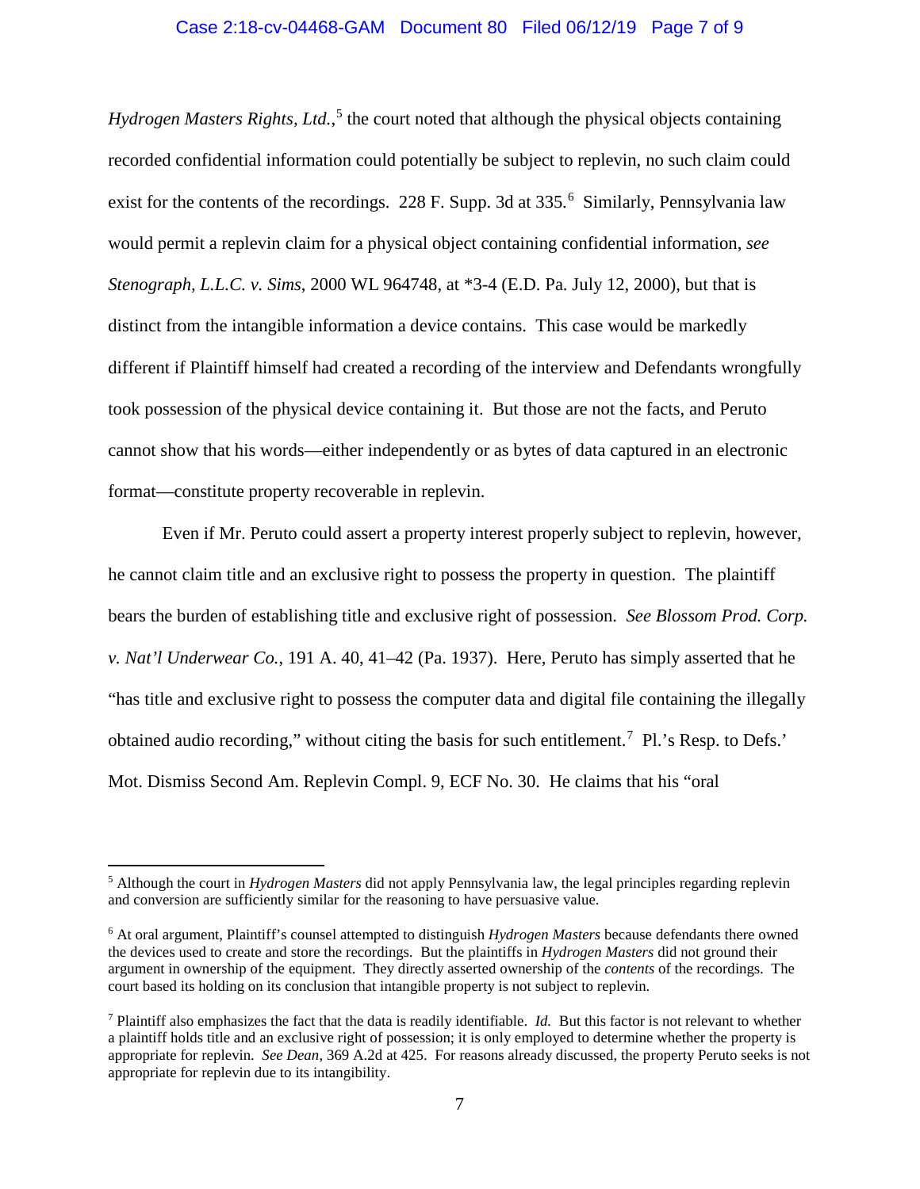*Hydrogen Masters Rights, Ltd.*,[5] the court noted that although the physical objects containing recorded confidential information could potentially be subject to replevin, no such claim could exist for the contents of the recordings. 228 F. Supp. 3d at 335.[6] Similarly, Pennsylvania law would permit a replevin claim for a physical object containing confidential information, *see Stenograph, L.L.C. v. Sims*, 2000 WL 964748, at *3-4 (E.D. Pa. July 12, 2000), but that is distinct from the intangible information a device contains. This case would be markedly different if Plaintiff himself had created a recording of the interview and Defendants wrongfully took possession of the physical device containing it. But those are not the facts, and Peruto cannot show that his words—either independently or as bytes of data captured in an electronic format—constitute property recoverable in replevin.

Even if Mr. Peruto could assert a property interest properly subject to replevin, however, he cannot claim title and an exclusive right to possess the property in question. The plaintiff bears the burden of establishing title and exclusive right of possession. *See Blossom Prod. Corp. v. Nat'l Underwear Co.*, 191 A. 40, 41–42 (Pa. 1937). Here, Peruto has simply asserted that he "has title and exclusive right to possess the computer data and digital file containing the illegally obtained audio recording," without citing the basis for such entitlement.[7] Pl.'s Resp. to Defs.' Mot. Dismiss Second Am. Replevin Compl. 9, ECF No. 30. He claims that his "oral

---

[5] Although the court in *Hydrogen Masters* did not apply Pennsylvania law, the legal principles regarding replevin and conversion are sufficiently similar for the reasoning to have persuasive value.

[6] At oral argument, Plaintiff's counsel attempted to distinguish *Hydrogen Masters* because defendants there owned the devices used to create and store the recordings. But the plaintiffs in *Hydrogen Masters* did not ground their argument in ownership of the equipment. They directly asserted ownership of the *contents* of the recordings. The court based its holding on its conclusion that intangible property is not subject to replevin.

[7] Plaintiff also emphasizes the fact that the data is readily identifiable. *Id.* But this factor is not relevant to whether a plaintiff holds title and an exclusive right of possession; it is only employed to determine whether the property is appropriate for replevin. *See Dean*, 369 A.2d at 425. For reasons already discussed, the property Peruto seeks is not appropriate for replevin due to its intangibility.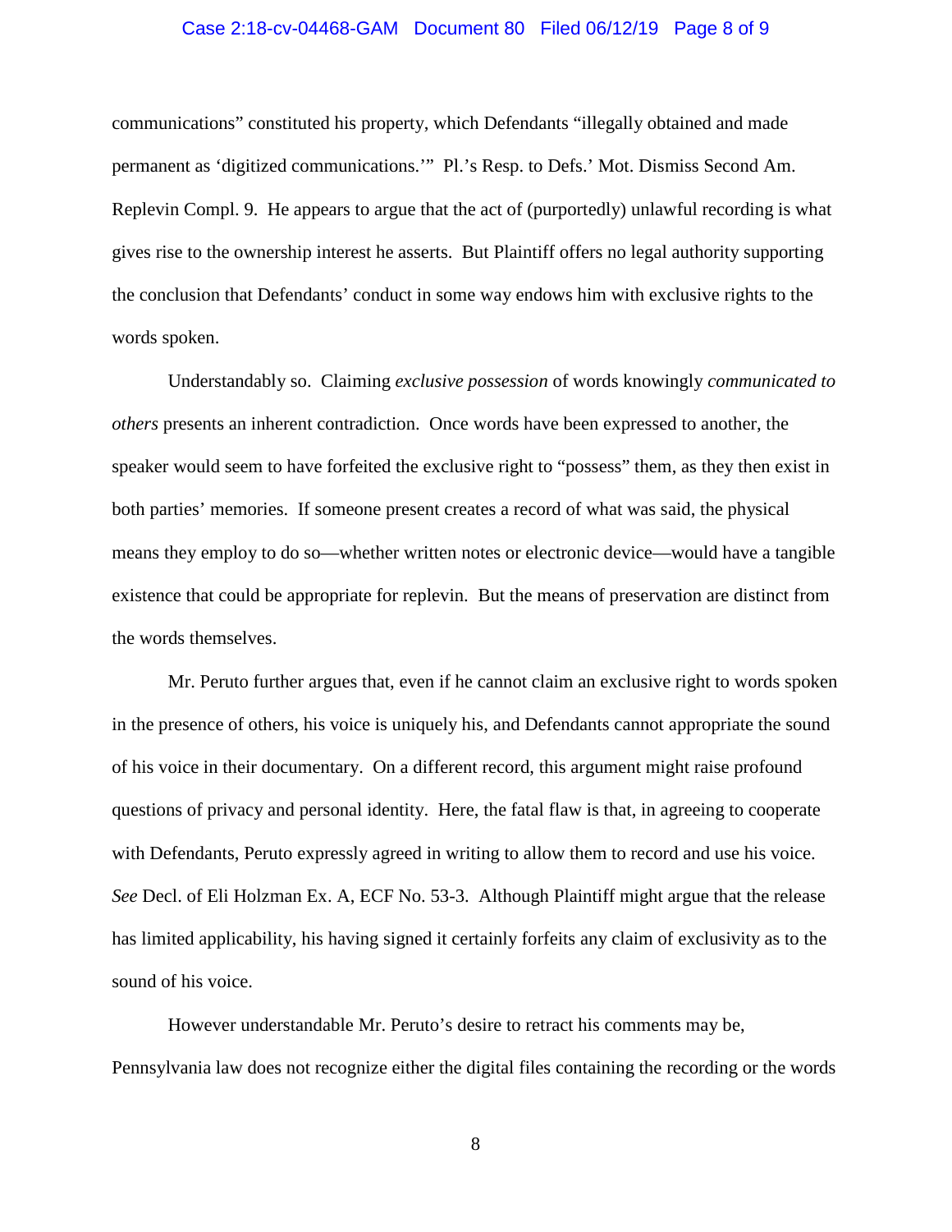communications" constituted his property, which Defendants "illegally obtained and made permanent as 'digitized communications.'" Pl.'s Resp. to Defs.' Mot. Dismiss Second Am. Replevin Compl. 9. He appears to argue that the act of (purportedly) unlawful recording is what gives rise to the ownership interest he asserts. But Plaintiff offers no legal authority supporting the conclusion that Defendants' conduct in some way endows him with exclusive rights to the words spoken.

Understandably so. Claiming *exclusive possession* of words knowingly *communicated to others* presents an inherent contradiction. Once words have been expressed to another, the speaker would seem to have forfeited the exclusive right to "possess" them, as they then exist in both parties' memories. If someone present creates a record of what was said, the physical means they employ to do so—whether written notes or electronic device—would have a tangible existence that could be appropriate for replevin. But the means of preservation are distinct from the words themselves.

Mr. Peruto further argues that, even if he cannot claim an exclusive right to words spoken in the presence of others, his voice is uniquely his, and Defendants cannot appropriate the sound of his voice in their documentary. On a different record, this argument might raise profound questions of privacy and personal identity. Here, the fatal flaw is that, in agreeing to cooperate with Defendants, Peruto expressly agreed in writing to allow them to record and use his voice. *See* Decl. of Eli Holzman Ex. A, ECF No. 53-3. Although Plaintiff might argue that the release has limited applicability, his having signed it certainly forfeits any claim of exclusivity as to the sound of his voice.

However understandable Mr. Peruto's desire to retract his comments may be, Pennsylvania law does not recognize either the digital files containing the recording or the words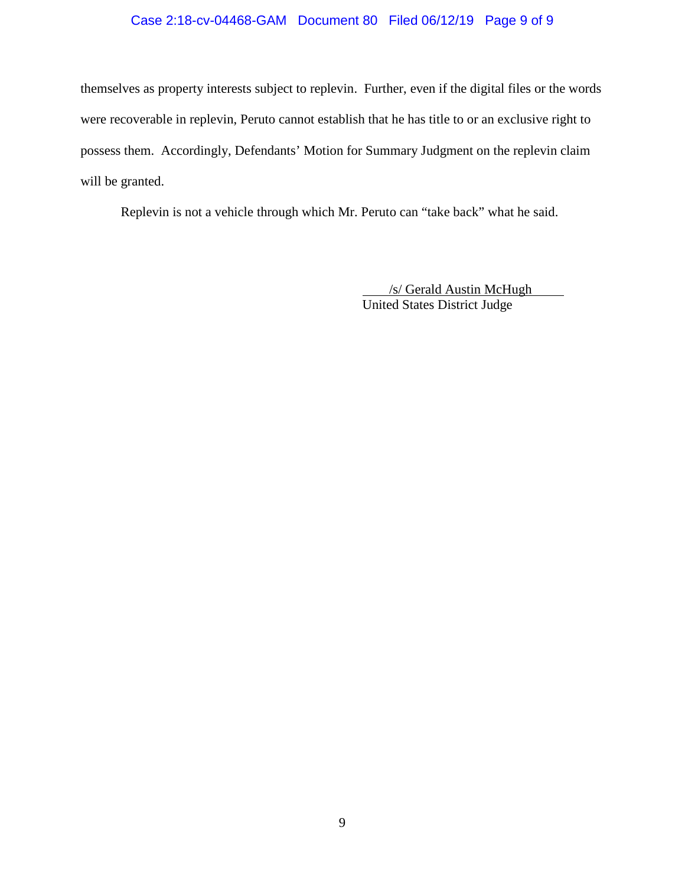themselves as property interests subject to replevin. Further, even if the digital files or the words were recoverable in replevin, Peruto cannot establish that he has title to or an exclusive right to possess them. Accordingly, Defendants' Motion for Summary Judgment on the replevin claim will be granted.

Replevin is not a vehicle through which Mr. Peruto can "take back" what he said.

/s/ Gerald Austin McHugh
United States District Judge